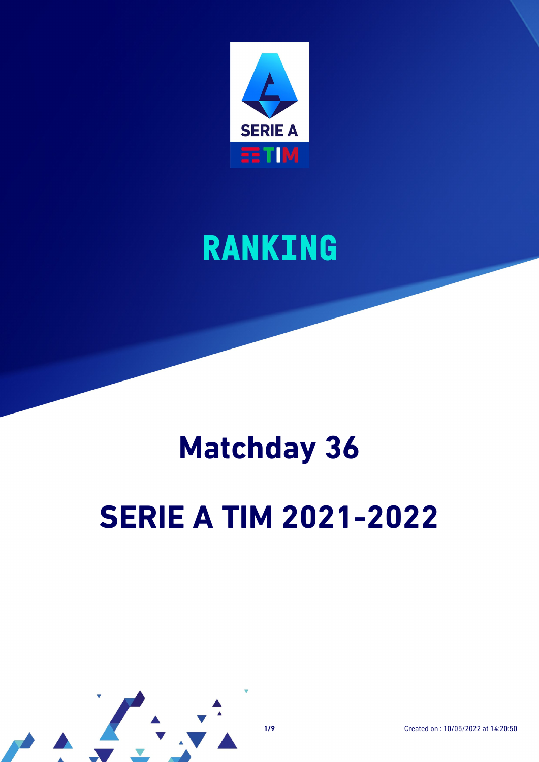SERIE A TIM

# RANKING

## Matchday 36

## SERIE A TIM 2021-2022

Created on : 10/05/2022 at 14:20:50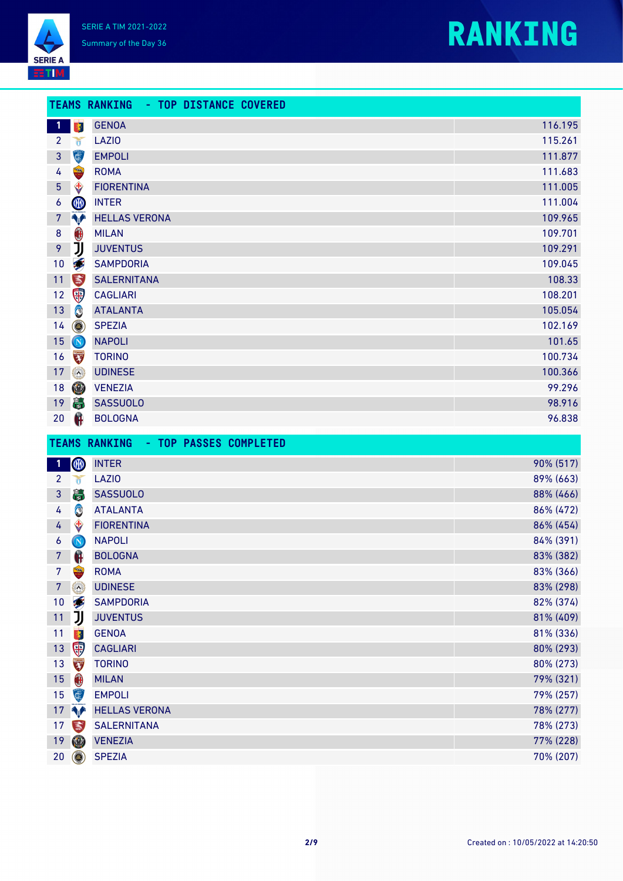SERIE A TIM 2021-2022

Summary of the Day 36

# RANKING

## TEAMS RANKING - TOP DISTANCE COVERED

| # | Team | Distance |
|---|---|---|
| 1 | GENOA | 116.195 |
| 2 | LAZIO | 115.261 |
| 3 | EMPOLI | 111.877 |
| 4 | ROMA | 111.683 |
| 5 | FIORENTINA | 111.005 |
| 6 | INTER | 111.004 |
| 7 | HELLAS VERONA | 109.965 |
| 8 | MILAN | 109.701 |
| 9 | JUVENTUS | 109.291 |
| 10 | SAMPDORIA | 109.045 |
| 11 | SALERNITANA | 108.33 |
| 12 | CAGLIARI | 108.201 |
| 13 | ATALANTA | 105.054 |
| 14 | SPEZIA | 102.169 |
| 15 | NAPOLI | 101.65 |
| 16 | TORINO | 100.734 |
| 17 | UDINESE | 100.366 |
| 18 | VENEZIA | 99.296 |
| 19 | SASSUOLO | 98.916 |
| 20 | BOLOGNA | 96.838 |

## TEAMS RANKING - TOP PASSES COMPLETED

| # | Team | Passes |
|---|---|---|
| 1 | INTER | 90% (517) |
| 2 | LAZIO | 89% (663) |
| 3 | SASSUOLO | 88% (466) |
| 4 | ATALANTA | 86% (472) |
| 4 | FIORENTINA | 86% (454) |
| 6 | NAPOLI | 84% (391) |
| 7 | BOLOGNA | 83% (382) |
| 7 | ROMA | 83% (366) |
| 7 | UDINESE | 83% (298) |
| 10 | SAMPDORIA | 82% (374) |
| 11 | JUVENTUS | 81% (409) |
| 11 | GENOA | 81% (336) |
| 13 | CAGLIARI | 80% (293) |
| 13 | TORINO | 80% (273) |
| 15 | MILAN | 79% (321) |
| 15 | EMPOLI | 79% (257) |
| 17 | HELLAS VERONA | 78% (277) |
| 17 | SALERNITANA | 78% (273) |
| 19 | VENEZIA | 77% (228) |
| 20 | SPEZIA | 70% (207) |

Created on : 10/05/2022 at 14:20:50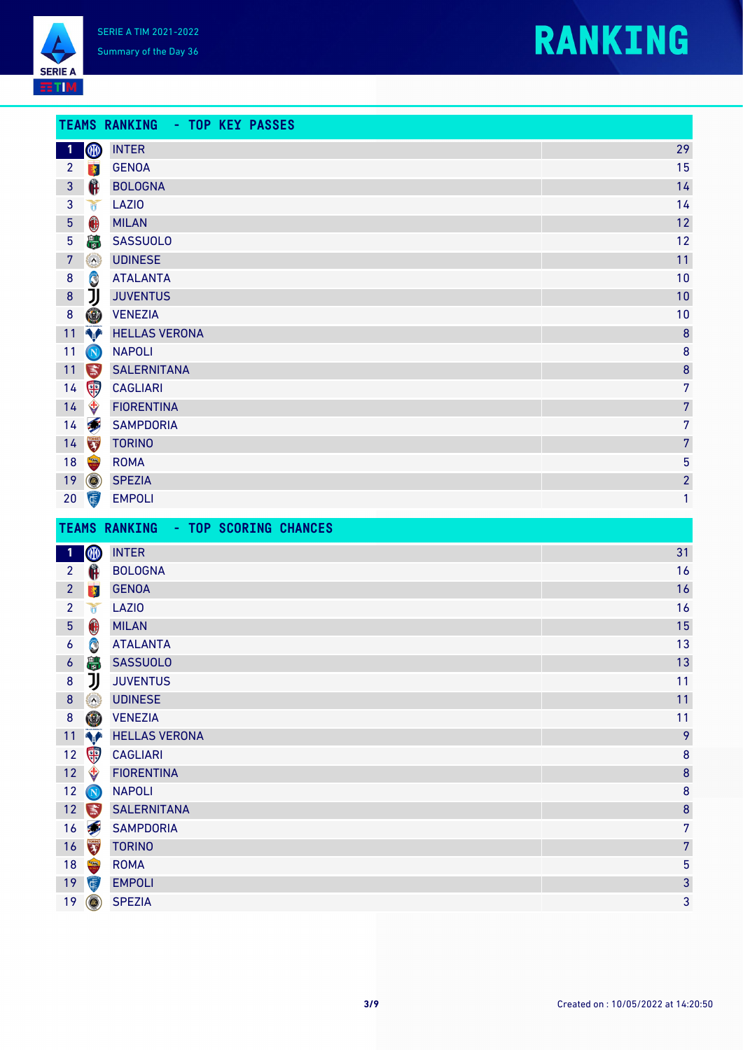SERIE A TIM 2021-2022

Summary of the Day 36

# RANKING

## TEAMS RANKING - TOP KEY PASSES

| Rank | Team | Value |
|---|---|---|
| 1 | INTER | 29 |
| 2 | GENOA | 15 |
| 3 | BOLOGNA | 14 |
| 3 | LAZIO | 14 |
| 5 | MILAN | 12 |
| 5 | SASSUOLO | 12 |
| 7 | UDINESE | 11 |
| 8 | ATALANTA | 10 |
| 8 | JUVENTUS | 10 |
| 8 | VENEZIA | 10 |
| 11 | HELLAS VERONA | 8 |
| 11 | NAPOLI | 8 |
| 11 | SALERNITANA | 8 |
| 14 | CAGLIARI | 7 |
| 14 | FIORENTINA | 7 |
| 14 | SAMPDORIA | 7 |
| 14 | TORINO | 7 |
| 18 | ROMA | 5 |
| 19 | SPEZIA | 2 |
| 20 | EMPOLI | 1 |

## TEAMS RANKING - TOP SCORING CHANCES

| Rank | Team | Value |
|---|---|---|
| 1 | INTER | 31 |
| 2 | BOLOGNA | 16 |
| 2 | GENOA | 16 |
| 2 | LAZIO | 16 |
| 5 | MILAN | 15 |
| 6 | ATALANTA | 13 |
| 6 | SASSUOLO | 13 |
| 8 | JUVENTUS | 11 |
| 8 | UDINESE | 11 |
| 8 | VENEZIA | 11 |
| 11 | HELLAS VERONA | 9 |
| 12 | CAGLIARI | 8 |
| 12 | FIORENTINA | 8 |
| 12 | NAPOLI | 8 |
| 12 | SALERNITANA | 8 |
| 16 | SAMPDORIA | 7 |
| 16 | TORINO | 7 |
| 18 | ROMA | 5 |
| 19 | EMPOLI | 3 |
| 19 | SPEZIA | 3 |

Created on : 10/05/2022 at 14:20:50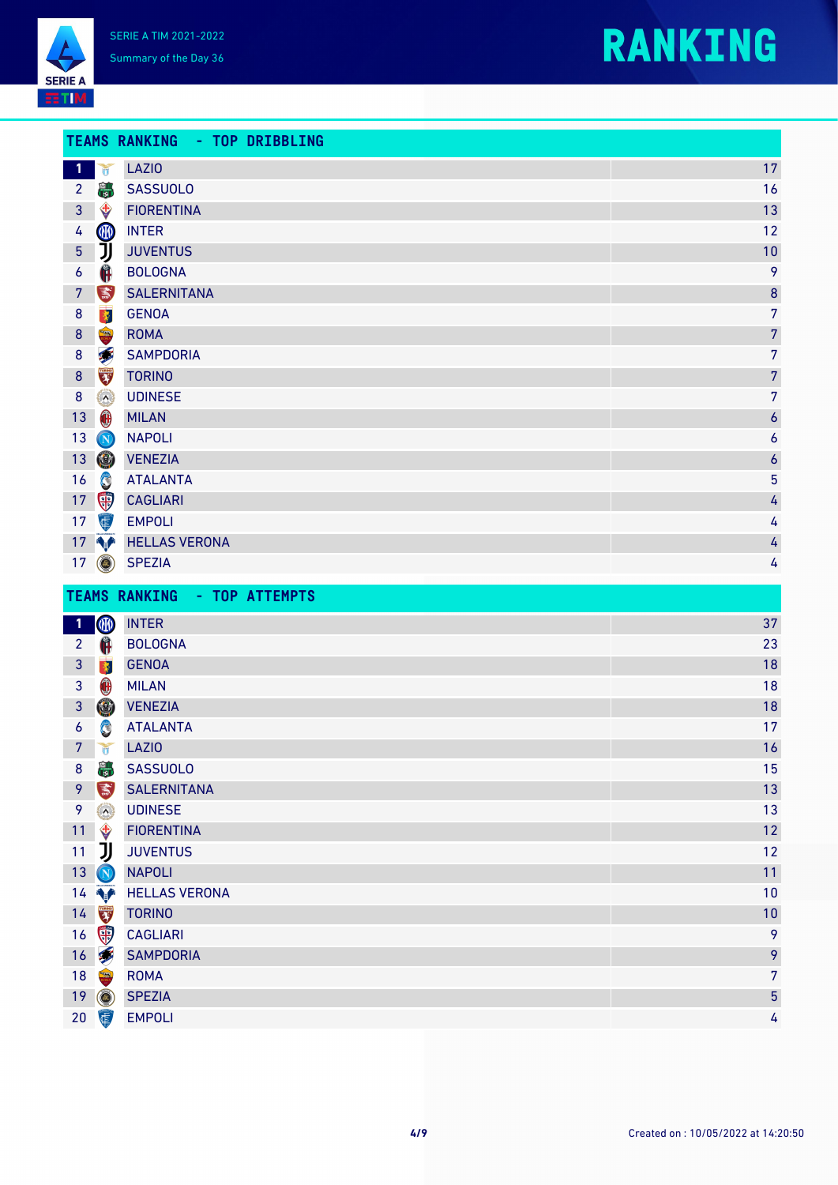SERIE A TIM 2021-2022

Summary of the Day 36

# RANKING

## TEAMS RANKING - TOP DRIBBLING

| Rank | Team | Value |
|---|---|---|
| 1 | LAZIO | 17 |
| 2 | SASSUOLO | 16 |
| 3 | FIORENTINA | 13 |
| 4 | INTER | 12 |
| 5 | JUVENTUS | 10 |
| 6 | BOLOGNA | 9 |
| 7 | SALERNITANA | 8 |
| 8 | GENOA | 7 |
| 8 | ROMA | 7 |
| 8 | SAMPDORIA | 7 |
| 8 | TORINO | 7 |
| 8 | UDINESE | 7 |
| 13 | MILAN | 6 |
| 13 | NAPOLI | 6 |
| 13 | VENEZIA | 6 |
| 16 | ATALANTA | 5 |
| 17 | CAGLIARI | 4 |
| 17 | EMPOLI | 4 |
| 17 | HELLAS VERONA | 4 |
| 17 | SPEZIA | 4 |

## TEAMS RANKING - TOP ATTEMPTS

| Rank | Team | Value |
|---|---|---|
| 1 | INTER | 37 |
| 2 | BOLOGNA | 23 |
| 3 | GENOA | 18 |
| 3 | MILAN | 18 |
| 3 | VENEZIA | 18 |
| 6 | ATALANTA | 17 |
| 7 | LAZIO | 16 |
| 8 | SASSUOLO | 15 |
| 9 | SALERNITANA | 13 |
| 9 | UDINESE | 13 |
| 11 | FIORENTINA | 12 |
| 11 | JUVENTUS | 12 |
| 13 | NAPOLI | 11 |
| 14 | HELLAS VERONA | 10 |
| 14 | TORINO | 10 |
| 16 | CAGLIARI | 9 |
| 16 | SAMPDORIA | 9 |
| 18 | ROMA | 7 |
| 19 | SPEZIA | 5 |
| 20 | EMPOLI | 4 |

Created on : 10/05/2022 at 14:20:50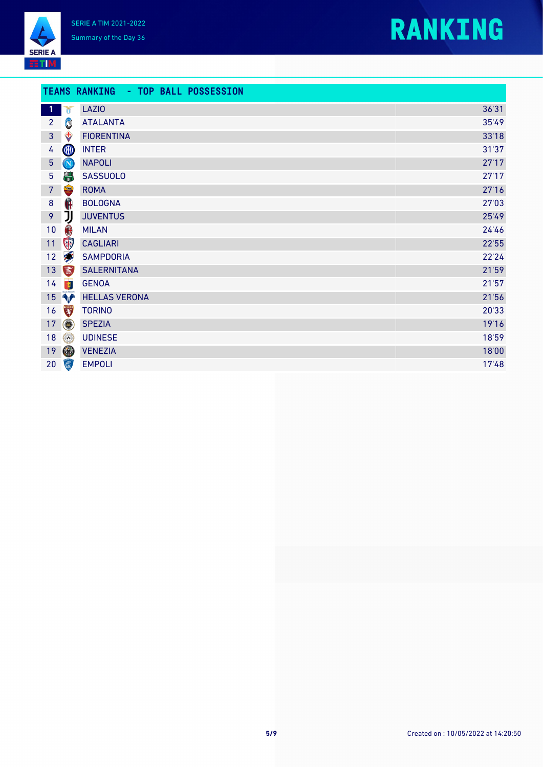SERIE A TIM 2021-2022

Summary of the Day 36

# RANKING

## TEAMS RANKING - TOP BALL POSSESSION

| # | Team | Time |
|---|---|---|
| 1 | LAZIO | 36'31 |
| 2 | ATALANTA | 35'49 |
| 3 | FIORENTINA | 33'18 |
| 4 | INTER | 31'37 |
| 5 | NAPOLI | 27'17 |
| 5 | SASSUOLO | 27'17 |
| 7 | ROMA | 27'16 |
| 8 | BOLOGNA | 27'03 |
| 9 | JUVENTUS | 25'49 |
| 10 | MILAN | 24'46 |
| 11 | CAGLIARI | 22'55 |
| 12 | SAMPDORIA | 22'24 |
| 13 | SALERNITANA | 21'59 |
| 14 | GENOA | 21'57 |
| 15 | HELLAS VERONA | 21'56 |
| 16 | TORINO | 20'33 |
| 17 | SPEZIA | 19'16 |
| 18 | UDINESE | 18'59 |
| 19 | VENEZIA | 18'00 |
| 20 | EMPOLI | 17'48 |

Created on : 10/05/2022 at 14:20:50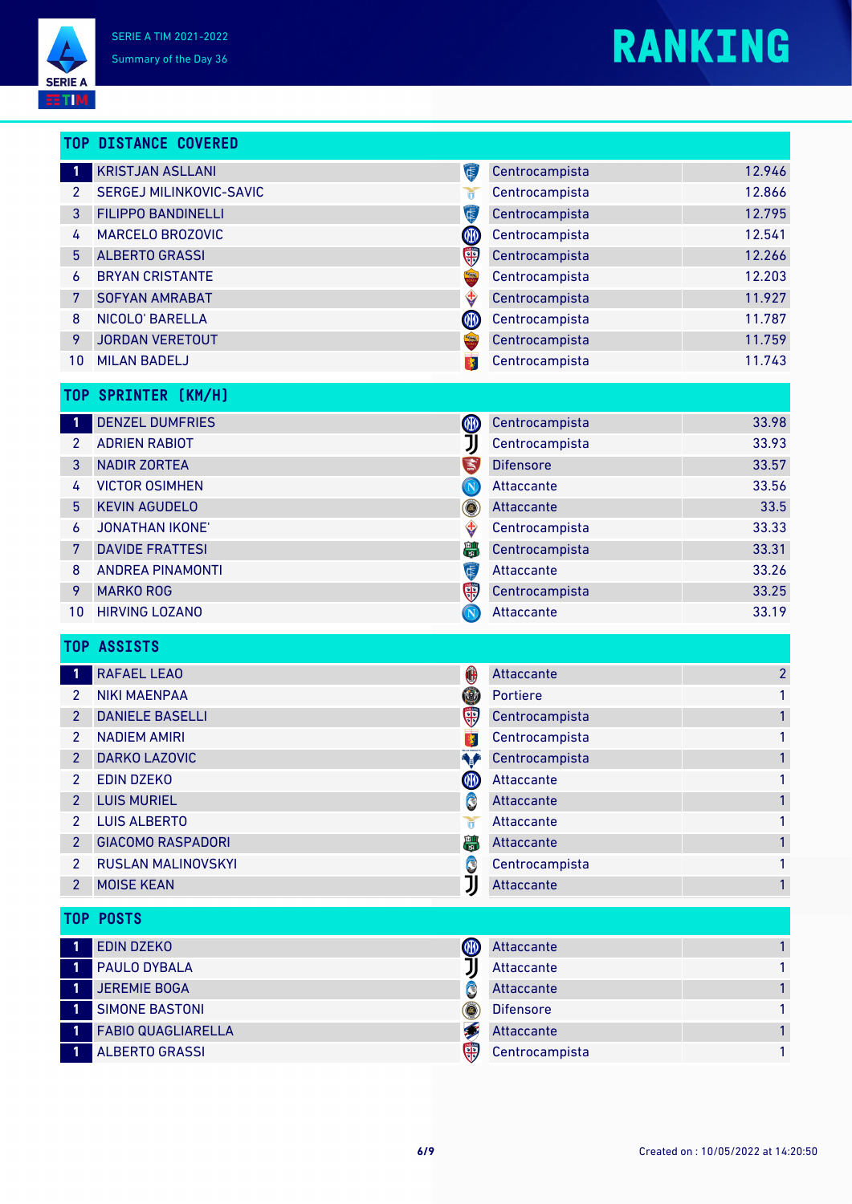# RANKING

SERIE A TIM 2021-2022
Summary of the Day 36

## TOP DISTANCE COVERED

| # | Player | Role | Value |
|---|---|---|---|
| 1 | KRISTJAN ASLLANI | Centrocampista | 12.946 |
| 2 | SERGEJ MILINKOVIC-SAVIC | Centrocampista | 12.866 |
| 3 | FILIPPO BANDINELLI | Centrocampista | 12.795 |
| 4 | MARCELO BROZOVIC | Centrocampista | 12.541 |
| 5 | ALBERTO GRASSI | Centrocampista | 12.266 |
| 6 | BRYAN CRISTANTE | Centrocampista | 12.203 |
| 7 | SOFYAN AMRABAT | Centrocampista | 11.927 |
| 8 | NICOLO' BARELLA | Centrocampista | 11.787 |
| 9 | JORDAN VERETOUT | Centrocampista | 11.759 |
| 10 | MILAN BADELJ | Centrocampista | 11.743 |

## TOP SPRINTER (KM/H)

| # | Player | Role | Value |
|---|---|---|---|
| 1 | DENZEL DUMFRIES | Centrocampista | 33.98 |
| 2 | ADRIEN RABIOT | Centrocampista | 33.93 |
| 3 | NADIR ZORTEA | Difensore | 33.57 |
| 4 | VICTOR OSIMHEN | Attaccante | 33.56 |
| 5 | KEVIN AGUDELO | Attaccante | 33.5 |
| 6 | JONATHAN IKONE' | Centrocampista | 33.33 |
| 7 | DAVIDE FRATTESI | Centrocampista | 33.31 |
| 8 | ANDREA PINAMONTI | Attaccante | 33.26 |
| 9 | MARKO ROG | Centrocampista | 33.25 |
| 10 | HIRVING LOZANO | Attaccante | 33.19 |

## TOP ASSISTS

| # | Player | Role | Value |
|---|---|---|---|
| 1 | RAFAEL LEAO | Attaccante | 2 |
| 2 | NIKI MAENPAA | Portiere | 1 |
| 2 | DANIELE BASELLI | Centrocampista | 1 |
| 2 | NADIEM AMIRI | Centrocampista | 1 |
| 2 | DARKO LAZOVIC | Centrocampista | 1 |
| 2 | EDIN DZEKO | Attaccante | 1 |
| 2 | LUIS MURIEL | Attaccante | 1 |
| 2 | LUIS ALBERTO | Attaccante | 1 |
| 2 | GIACOMO RASPADORI | Attaccante | 1 |
| 2 | RUSLAN MALINOVSKYI | Centrocampista | 1 |
| 2 | MOISE KEAN | Attaccante | 1 |

## TOP POSTS

| # | Player | Role | Value |
|---|---|---|---|
| 1 | EDIN DZEKO | Attaccante | 1 |
| 1 | PAULO DYBALA | Attaccante | 1 |
| 1 | JEREMIE BOGA | Attaccante | 1 |
| 1 | SIMONE BASTONI | Difensore | 1 |
| 1 | FABIO QUAGLIARELLA | Attaccante | 1 |
| 1 | ALBERTO GRASSI | Centrocampista | 1 |

Created on : 10/05/2022 at 14:20:50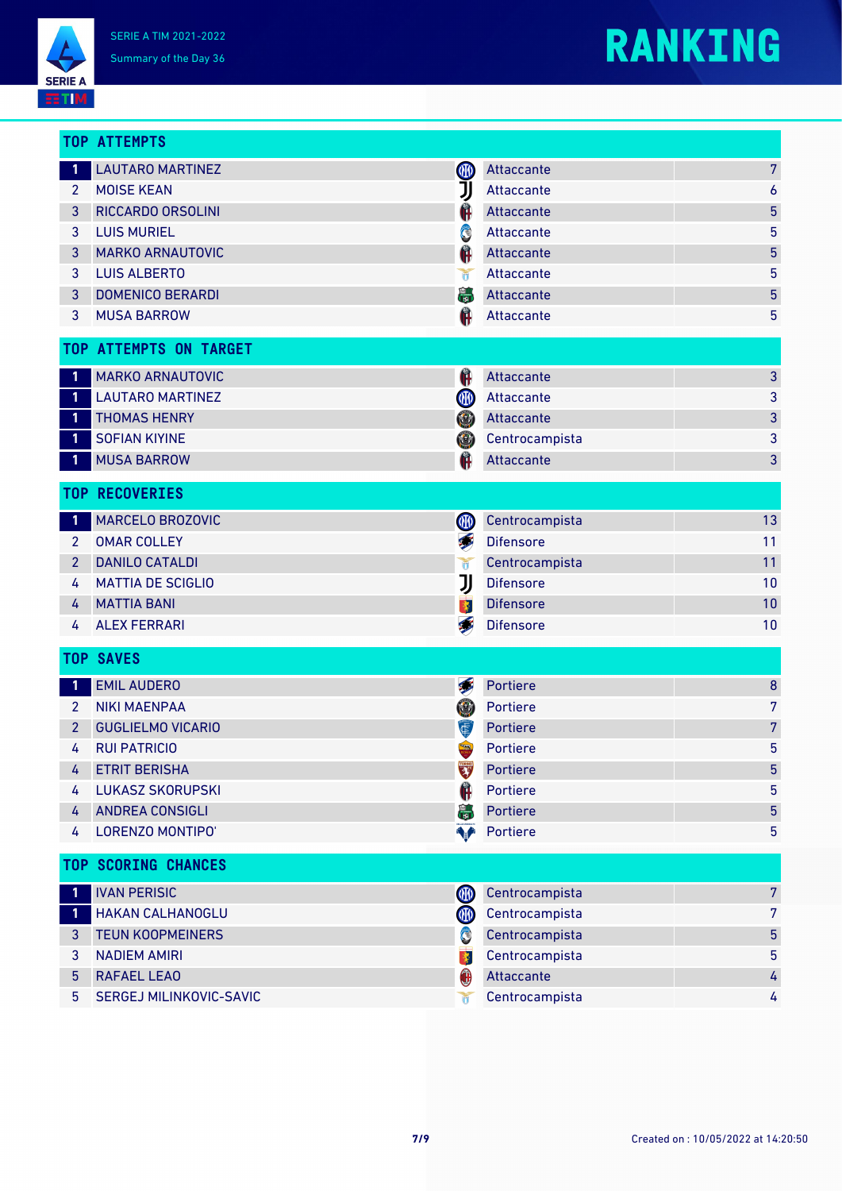# RANKING

SERIE A TIM 2021-2022
Summary of the Day 36

## TOP ATTEMPTS

| Rank | Player | Role | Value |
|---|---|---|---|
| 1 | LAUTARO MARTINEZ | Attaccante | 7 |
| 2 | MOISE KEAN | Attaccante | 6 |
| 3 | RICCARDO ORSOLINI | Attaccante | 5 |
| 3 | LUIS MURIEL | Attaccante | 5 |
| 3 | MARKO ARNAUTOVIC | Attaccante | 5 |
| 3 | LUIS ALBERTO | Attaccante | 5 |
| 3 | DOMENICO BERARDI | Attaccante | 5 |
| 3 | MUSA BARROW | Attaccante | 5 |

## TOP ATTEMPTS ON TARGET

| Rank | Player | Role | Value |
|---|---|---|---|
| 1 | MARKO ARNAUTOVIC | Attaccante | 3 |
| 1 | LAUTARO MARTINEZ | Attaccante | 3 |
| 1 | THOMAS HENRY | Attaccante | 3 |
| 1 | SOFIAN KIYINE | Centrocampista | 3 |
| 1 | MUSA BARROW | Attaccante | 3 |

## TOP RECOVERIES

| Rank | Player | Role | Value |
|---|---|---|---|
| 1 | MARCELO BROZOVIC | Centrocampista | 13 |
| 2 | OMAR COLLEY | Difensore | 11 |
| 2 | DANILO CATALDI | Centrocampista | 11 |
| 4 | MATTIA DE SCIGLIO | Difensore | 10 |
| 4 | MATTIA BANI | Difensore | 10 |
| 4 | ALEX FERRARI | Difensore | 10 |

## TOP SAVES

| Rank | Player | Role | Value |
|---|---|---|---|
| 1 | EMIL AUDERO | Portiere | 8 |
| 2 | NIKI MAENPAA | Portiere | 7 |
| 2 | GUGLIELMO VICARIO | Portiere | 7 |
| 4 | RUI PATRICIO | Portiere | 5 |
| 4 | ETRIT BERISHA | Portiere | 5 |
| 4 | LUKASZ SKORUPSKI | Portiere | 5 |
| 4 | ANDREA CONSIGLI | Portiere | 5 |
| 4 | LORENZO MONTIPO' | Portiere | 5 |

## TOP SCORING CHANCES

| Rank | Player | Role | Value |
|---|---|---|---|
| 1 | IVAN PERISIC | Centrocampista | 7 |
| 1 | HAKAN CALHANOGLU | Centrocampista | 7 |
| 3 | TEUN KOOPMEINERS | Centrocampista | 5 |
| 3 | NADIEM AMIRI | Centrocampista | 5 |
| 5 | RAFAEL LEAO | Attaccante | 4 |
| 5 | SERGEJ MILINKOVIC-SAVIC | Centrocampista | 4 |

Created on : 10/05/2022 at 14:20:50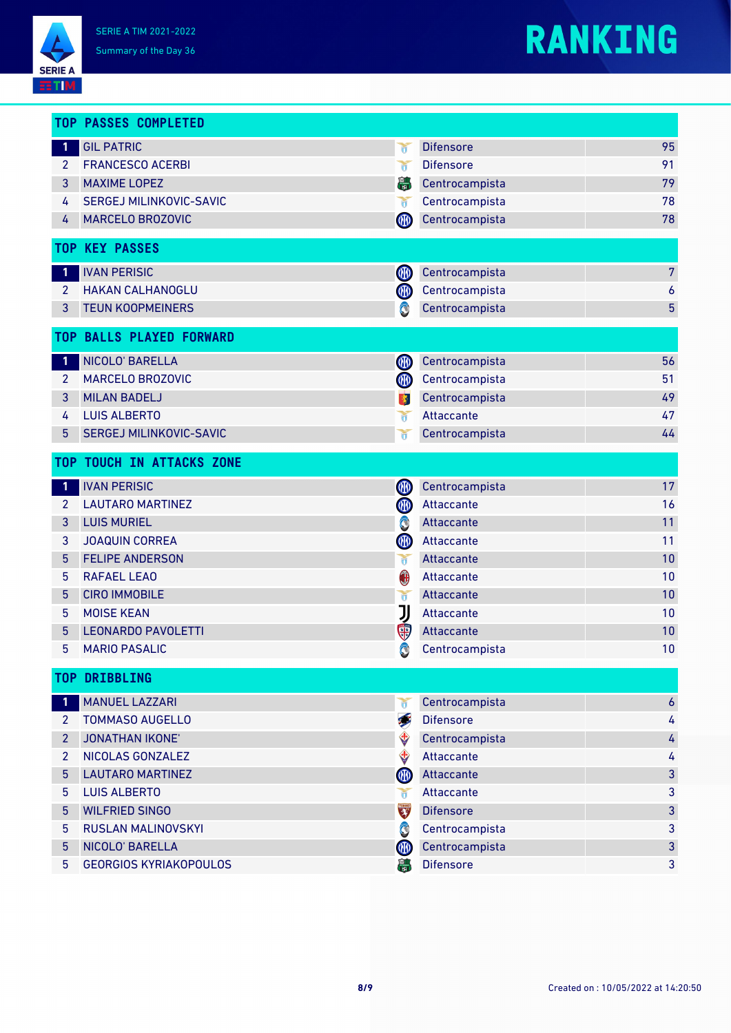SERIE A TIM 2021-2022

Summary of the Day 36

# RANKING

## TOP PASSES COMPLETED

| # | Player | Role | Value |
|---|---|---|---|
| 1 | GIL PATRIC | Difensore | 95 |
| 2 | FRANCESCO ACERBI | Difensore | 91 |
| 3 | MAXIME LOPEZ | Centrocampista | 79 |
| 4 | SERGEJ MILINKOVIC-SAVIC | Centrocampista | 78 |
| 4 | MARCELO BROZOVIC | Centrocampista | 78 |

## TOP KEY PASSES

| # | Player | Role | Value |
|---|---|---|---|
| 1 | IVAN PERISIC | Centrocampista | 7 |
| 2 | HAKAN CALHANOGLU | Centrocampista | 6 |
| 3 | TEUN KOOPMEINERS | Centrocampista | 5 |

## TOP BALLS PLAYED FORWARD

| # | Player | Role | Value |
|---|---|---|---|
| 1 | NICOLO' BARELLA | Centrocampista | 56 |
| 2 | MARCELO BROZOVIC | Centrocampista | 51 |
| 3 | MILAN BADELJ | Centrocampista | 49 |
| 4 | LUIS ALBERTO | Attaccante | 47 |
| 5 | SERGEJ MILINKOVIC-SAVIC | Centrocampista | 44 |

## TOP TOUCH IN ATTACKS ZONE

| # | Player | Role | Value |
|---|---|---|---|
| 1 | IVAN PERISIC | Centrocampista | 17 |
| 2 | LAUTARO MARTINEZ | Attaccante | 16 |
| 3 | LUIS MURIEL | Attaccante | 11 |
| 3 | JOAQUIN CORREA | Attaccante | 11 |
| 5 | FELIPE ANDERSON | Attaccante | 10 |
| 5 | RAFAEL LEAO | Attaccante | 10 |
| 5 | CIRO IMMOBILE | Attaccante | 10 |
| 5 | MOISE KEAN | Attaccante | 10 |
| 5 | LEONARDO PAVOLETTI | Attaccante | 10 |
| 5 | MARIO PASALIC | Centrocampista | 10 |

## TOP DRIBBLING

| # | Player | Role | Value |
|---|---|---|---|
| 1 | MANUEL LAZZARI | Centrocampista | 6 |
| 2 | TOMMASO AUGELLO | Difensore | 4 |
| 2 | JONATHAN IKONE' | Centrocampista | 4 |
| 2 | NICOLAS GONZALEZ | Attaccante | 4 |
| 5 | LAUTARO MARTINEZ | Attaccante | 3 |
| 5 | LUIS ALBERTO | Attaccante | 3 |
| 5 | WILFRIED SINGO | Difensore | 3 |
| 5 | RUSLAN MALINOVSKYI | Centrocampista | 3 |
| 5 | NICOLO' BARELLA | Centrocampista | 3 |
| 5 | GEORGIOS KYRIAKOPOULOS | Difensore | 3 |

Created on : 10/05/2022 at 14:20:50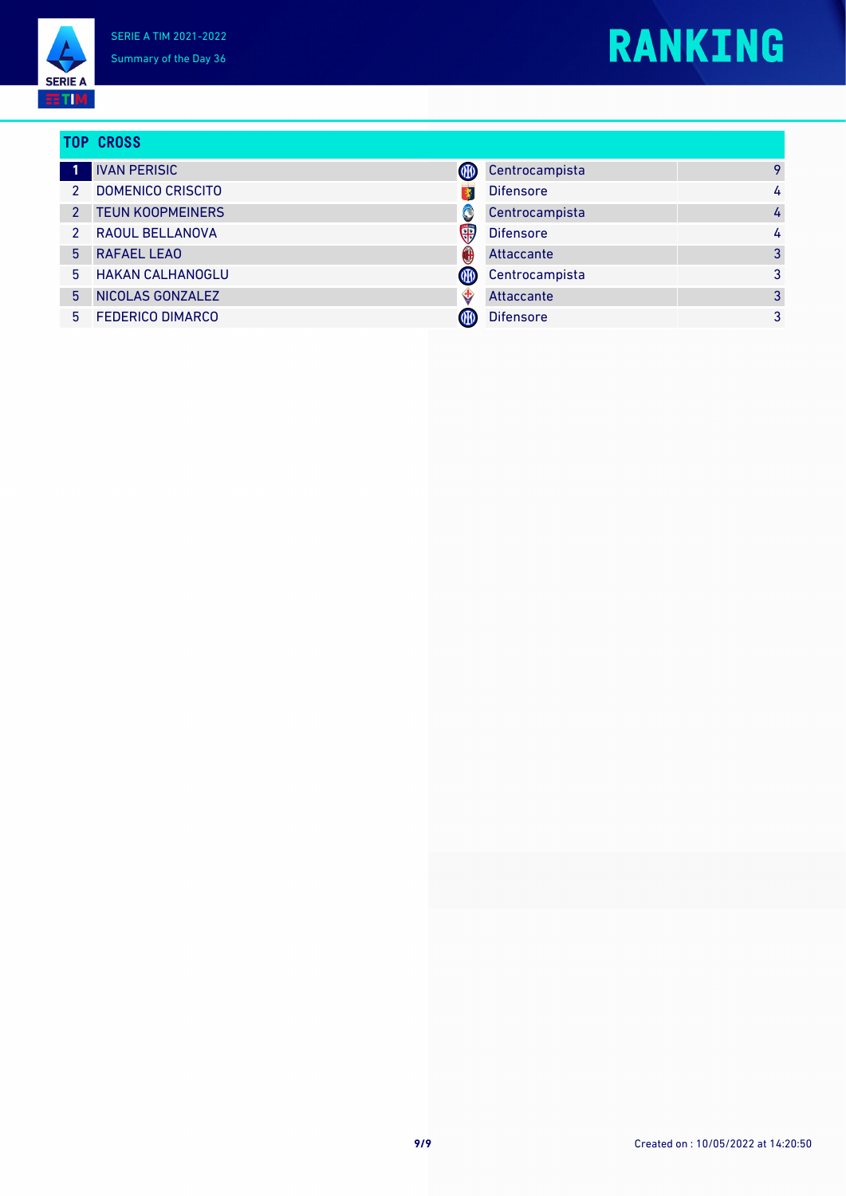# RANKING

## TOP CROSS

| | | | |
|---|---|---|---|
| 1 | IVAN PERISIC | Centrocampista | 9 |
| 2 | DOMENICO CRISCITO | Difensore | 4 |
| 2 | TEUN KOOPMEINERS | Centrocampista | 4 |
| 2 | RAOUL BELLANOVA | Difensore | 4 |
| 5 | RAFAEL LEAO | Attaccante | 3 |
| 5 | HAKAN CALHANOGLU | Centrocampista | 3 |
| 5 | NICOLAS GONZALEZ | Attaccante | 3 |
| 5 | FEDERICO DIMARCO | Difensore | 3 |

Created on : 10/05/2022 at 14:20:50